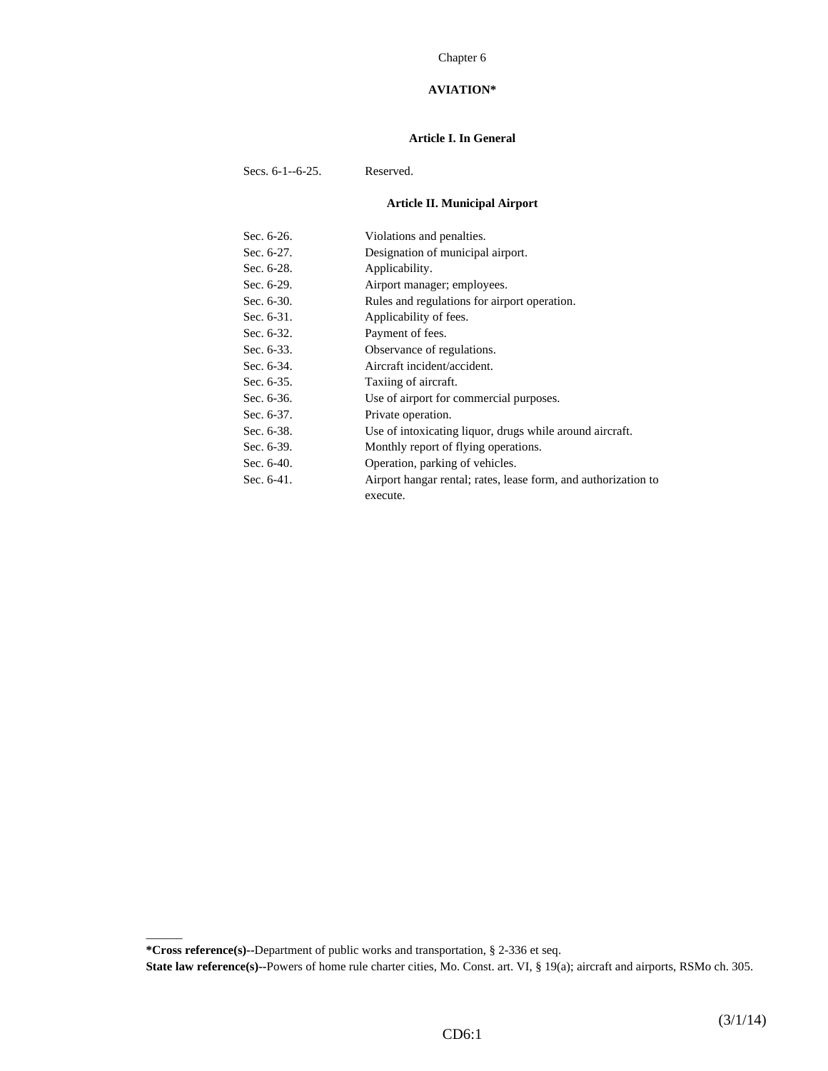Chapter 6

# AVIATION*

## Article I. In General

Secs. 6-1--6-25. Reserved.

## Article II. Municipal Airport

| | |
|---|---|
| Sec. 6-26. | Violations and penalties. |
| Sec. 6-27. | Designation of municipal airport. |
| Sec. 6-28. | Applicability. |
| Sec. 6-29. | Airport manager; employees. |
| Sec. 6-30. | Rules and regulations for airport operation. |
| Sec. 6-31. | Applicability of fees. |
| Sec. 6-32. | Payment of fees. |
| Sec. 6-33. | Observance of regulations. |
| Sec. 6-34. | Aircraft incident/accident. |
| Sec. 6-35. | Taxiing of aircraft. |
| Sec. 6-36. | Use of airport for commercial purposes. |
| Sec. 6-37. | Private operation. |
| Sec. 6-38. | Use of intoxicating liquor, drugs while around aircraft. |
| Sec. 6-39. | Monthly report of flying operations. |
| Sec. 6-40. | Operation, parking of vehicles. |
| Sec. 6-41. | Airport hangar rental; rates, lease form, and authorization to execute. |

---

**\*Cross reference(s)--**Department of public works and transportation, § 2-336 et seq.

**State law reference(s)--**Powers of home rule charter cities, Mo. Const. art. VI, § 19(a); aircraft and airports, RSMo ch. 305.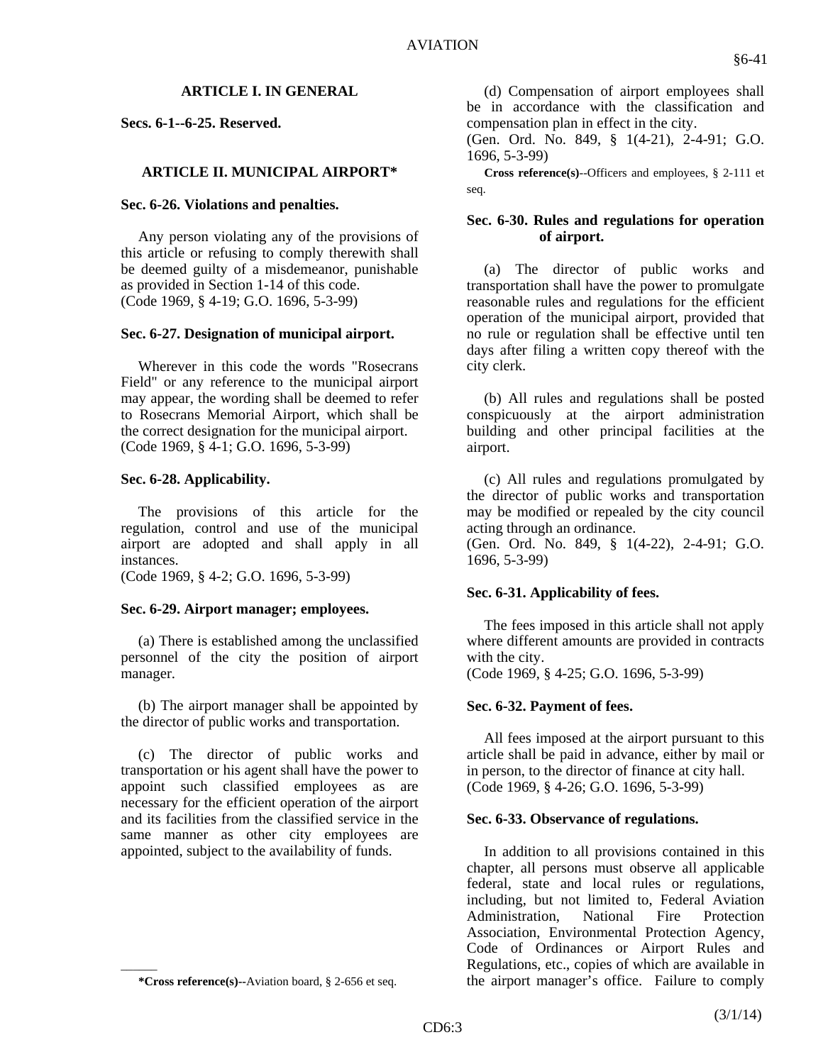## ARTICLE I. IN GENERAL

**Secs. 6-1--6-25. Reserved.**

## ARTICLE II. MUNICIPAL AIRPORT*

### Sec. 6-26. Violations and penalties.

Any person violating any of the provisions of this article or refusing to comply therewith shall be deemed guilty of a misdemeanor, punishable as provided in Section 1-14 of this code.
(Code 1969, § 4-19; G.O. 1696, 5-3-99)

### Sec. 6-27. Designation of municipal airport.

Wherever in this code the words "Rosecrans Field" or any reference to the municipal airport may appear, the wording shall be deemed to refer to Rosecrans Memorial Airport, which shall be the correct designation for the municipal airport.
(Code 1969, § 4-1; G.O. 1696, 5-3-99)

### Sec. 6-28. Applicability.

The provisions of this article for the regulation, control and use of the municipal airport are adopted and shall apply in all instances.
(Code 1969, § 4-2; G.O. 1696, 5-3-99)

### Sec. 6-29. Airport manager; employees.

(a) There is established among the unclassified personnel of the city the position of airport manager.

(b) The airport manager shall be appointed by the director of public works and transportation.

(c) The director of public works and transportation or his agent shall have the power to appoint such classified employees as are necessary for the efficient operation of the airport and its facilities from the classified service in the same manner as other city employees are appointed, subject to the availability of funds.

(d) Compensation of airport employees shall be in accordance with the classification and compensation plan in effect in the city.
(Gen. Ord. No. 849, § 1(4-21), 2-4-91; G.O. 1696, 5-3-99)

**Cross reference(s)**--Officers and employees, § 2-111 et seq.

### Sec. 6-30. Rules and regulations for operation of airport.

(a) The director of public works and transportation shall have the power to promulgate reasonable rules and regulations for the efficient operation of the municipal airport, provided that no rule or regulation shall be effective until ten days after filing a written copy thereof with the city clerk.

(b) All rules and regulations shall be posted conspicuously at the airport administration building and other principal facilities at the airport.

(c) All rules and regulations promulgated by the director of public works and transportation may be modified or repealed by the city council acting through an ordinance.
(Gen. Ord. No. 849, § 1(4-22), 2-4-91; G.O. 1696, 5-3-99)

### Sec. 6-31. Applicability of fees.

The fees imposed in this article shall not apply where different amounts are provided in contracts with the city.
(Code 1969, § 4-25; G.O. 1696, 5-3-99)

### Sec. 6-32. Payment of fees.

All fees imposed at the airport pursuant to this article shall be paid in advance, either by mail or in person, to the director of finance at city hall.
(Code 1969, § 4-26; G.O. 1696, 5-3-99)

### Sec. 6-33. Observance of regulations.

In addition to all provisions contained in this chapter, all persons must observe all applicable federal, state and local rules or regulations, including, but not limited to, Federal Aviation Administration, National Fire Protection Association, Environmental Protection Agency, Code of Ordinances or Airport Rules and Regulations, etc., copies of which are available in the airport manager's office. Failure to comply

---

***Cross reference(s)**--Aviation board, § 2-656 et seq.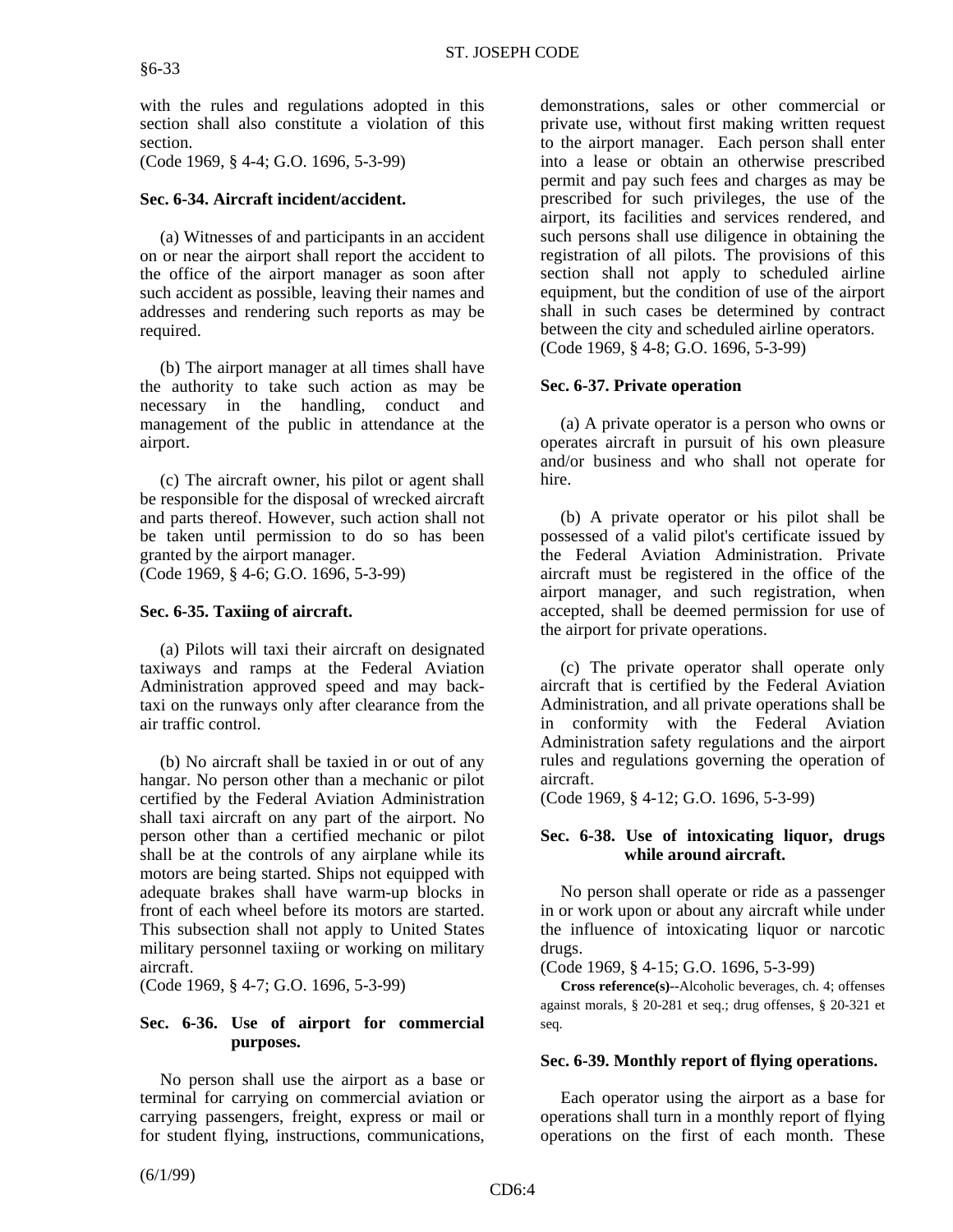with the rules and regulations adopted in this section shall also constitute a violation of this section.
(Code 1969, § 4-4; G.O. 1696, 5-3-99)

**Sec. 6-34. Aircraft incident/accident.**

(a) Witnesses of and participants in an accident on or near the airport shall report the accident to the office of the airport manager as soon after such accident as possible, leaving their names and addresses and rendering such reports as may be required.

(b) The airport manager at all times shall have the authority to take such action as may be necessary in the handling, conduct and management of the public in attendance at the airport.

(c) The aircraft owner, his pilot or agent shall be responsible for the disposal of wrecked aircraft and parts thereof. However, such action shall not be taken until permission to do so has been granted by the airport manager.
(Code 1969, § 4-6; G.O. 1696, 5-3-99)

**Sec. 6-35. Taxiing of aircraft.**

(a) Pilots will taxi their aircraft on designated taxiways and ramps at the Federal Aviation Administration approved speed and may back-taxi on the runways only after clearance from the air traffic control.

(b) No aircraft shall be taxied in or out of any hangar. No person other than a mechanic or pilot certified by the Federal Aviation Administration shall taxi aircraft on any part of the airport. No person other than a certified mechanic or pilot shall be at the controls of any airplane while its motors are being started. Ships not equipped with adequate brakes shall have warm-up blocks in front of each wheel before its motors are started. This subsection shall not apply to United States military personnel taxiing or working on military aircraft.
(Code 1969, § 4-7; G.O. 1696, 5-3-99)

**Sec. 6-36. Use of airport for commercial purposes.**

No person shall use the airport as a base or terminal for carrying on commercial aviation or carrying passengers, freight, express or mail or for student flying, instructions, communications, demonstrations, sales or other commercial or private use, without first making written request to the airport manager. Each person shall enter into a lease or obtain an otherwise prescribed permit and pay such fees and charges as may be prescribed for such privileges, the use of the airport, its facilities and services rendered, and such persons shall use diligence in obtaining the registration of all pilots. The provisions of this section shall not apply to scheduled airline equipment, but the condition of use of the airport shall in such cases be determined by contract between the city and scheduled airline operators.
(Code 1969, § 4-8; G.O. 1696, 5-3-99)

**Sec. 6-37. Private operation**

(a) A private operator is a person who owns or operates aircraft in pursuit of his own pleasure and/or business and who shall not operate for hire.

(b) A private operator or his pilot shall be possessed of a valid pilot's certificate issued by the Federal Aviation Administration. Private aircraft must be registered in the office of the airport manager, and such registration, when accepted, shall be deemed permission for use of the airport for private operations.

(c) The private operator shall operate only aircraft that is certified by the Federal Aviation Administration, and all private operations shall be in conformity with the Federal Aviation Administration safety regulations and the airport rules and regulations governing the operation of aircraft.
(Code 1969, § 4-12; G.O. 1696, 5-3-99)

**Sec. 6-38. Use of intoxicating liquor, drugs while around aircraft.**

No person shall operate or ride as a passenger in or work upon or about any aircraft while under the influence of intoxicating liquor or narcotic drugs.
(Code 1969, § 4-15; G.O. 1696, 5-3-99)

**Cross reference(s)**--Alcoholic beverages, ch. 4; offenses against morals, § 20-281 et seq.; drug offenses, § 20-321 et seq.

**Sec. 6-39. Monthly report of flying operations.**

Each operator using the airport as a base for operations shall turn in a monthly report of flying operations on the first of each month. These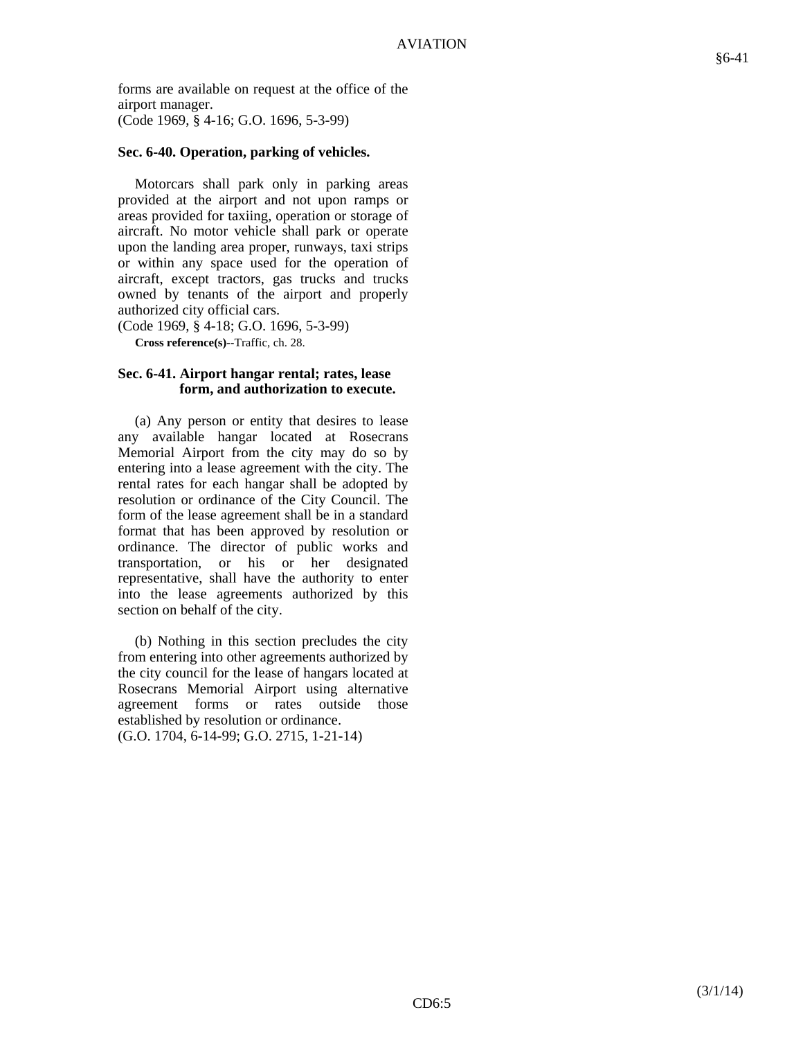forms are available on request at the office of the airport manager.
(Code 1969, § 4-16; G.O. 1696, 5-3-99)

### Sec. 6-40. Operation, parking of vehicles.

Motorcars shall park only in parking areas provided at the airport and not upon ramps or areas provided for taxiing, operation or storage of aircraft. No motor vehicle shall park or operate upon the landing area proper, runways, taxi strips or within any space used for the operation of aircraft, except tractors, gas trucks and trucks owned by tenants of the airport and properly authorized city official cars.
(Code 1969, § 4-18; G.O. 1696, 5-3-99)

**Cross reference(s)**--Traffic, ch. 28.

### Sec. 6-41. Airport hangar rental; rates, lease form, and authorization to execute.

(a) Any person or entity that desires to lease any available hangar located at Rosecrans Memorial Airport from the city may do so by entering into a lease agreement with the city. The rental rates for each hangar shall be adopted by resolution or ordinance of the City Council. The form of the lease agreement shall be in a standard format that has been approved by resolution or ordinance. The director of public works and transportation, or his or her designated representative, shall have the authority to enter into the lease agreements authorized by this section on behalf of the city.

(b) Nothing in this section precludes the city from entering into other agreements authorized by the city council for the lease of hangars located at Rosecrans Memorial Airport using alternative agreement forms or rates outside those established by resolution or ordinance.
(G.O. 1704, 6-14-99; G.O. 2715, 1-21-14)